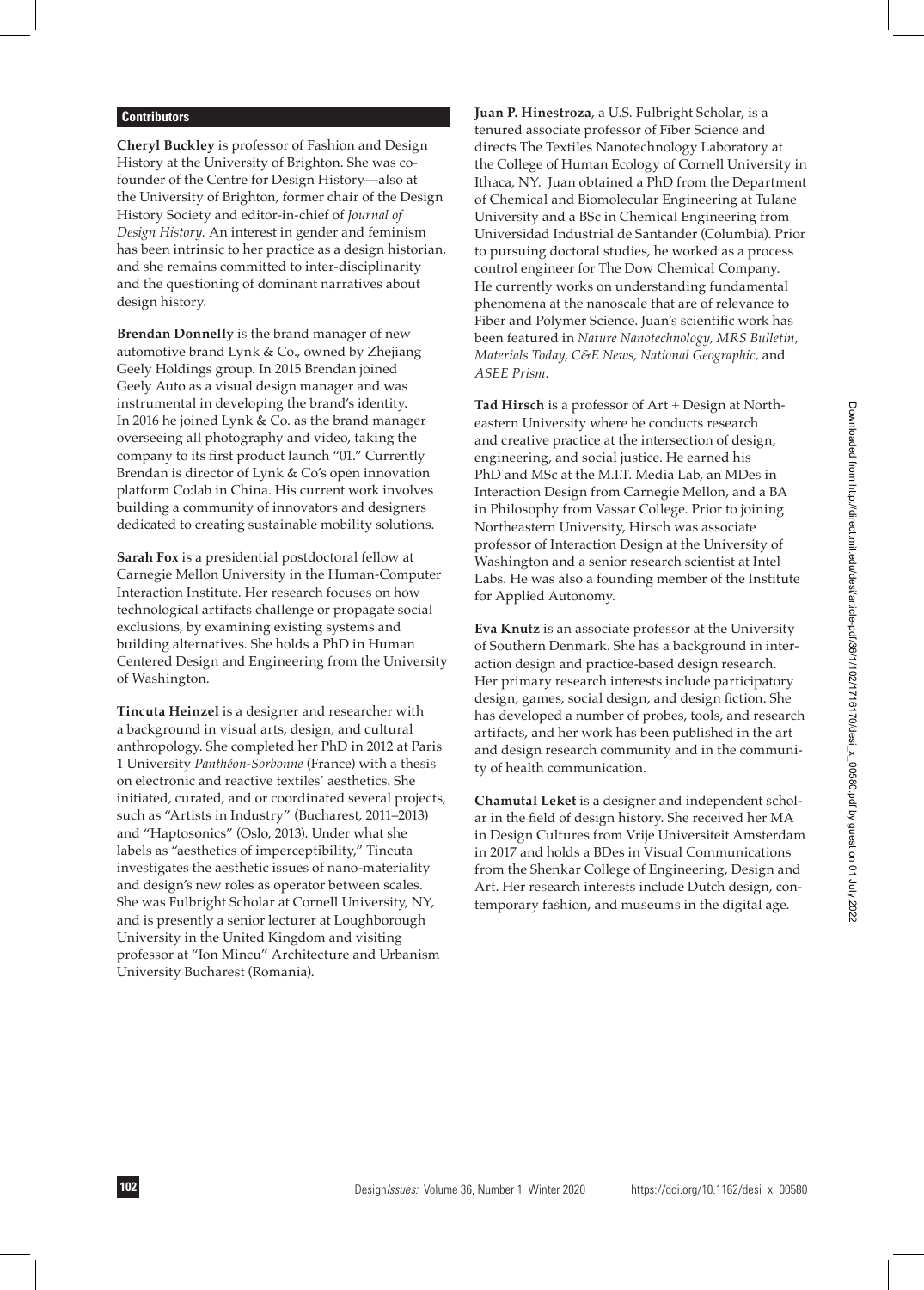## Contributors

**Cheryl Buckley** is professor of Fashion and Design History at the University of Brighton. She was co-founder of the Centre for Design History—also at the University of Brighton, former chair of the Design History Society and editor-in-chief of *Journal of Design History*. An interest in gender and feminism has been intrinsic to her practice as a design historian, and she remains committed to inter-disciplinarity and the questioning of dominant narratives about design history.

**Brendan Donnelly** is the brand manager of new automotive brand Lynk & Co., owned by Zhejiang Geely Holdings group. In 2015 Brendan joined Geely Auto as a visual design manager and was instrumental in developing the brand's identity. In 2016 he joined Lynk & Co. as the brand manager overseeing all photography and video, taking the company to its first product launch "01." Currently Brendan is director of Lynk & Co's open innovation platform Co:lab in China. His current work involves building a community of innovators and designers dedicated to creating sustainable mobility solutions.

**Sarah Fox** is a presidential postdoctoral fellow at Carnegie Mellon University in the Human-Computer Interaction Institute. Her research focuses on how technological artifacts challenge or propagate social exclusions, by examining existing systems and building alternatives. She holds a PhD in Human Centered Design and Engineering from the University of Washington.

**Tincuta Heinzel** is a designer and researcher with a background in visual arts, design, and cultural anthropology. She completed her PhD in 2012 at Paris 1 University *Panthéon-Sorbonne* (France) with a thesis on electronic and reactive textiles' aesthetics. She initiated, curated, and or coordinated several projects, such as "Artists in Industry" (Bucharest, 2011–2013) and "Haptosonics" (Oslo, 2013). Under what she labels as "aesthetics of imperceptibility," Tincuta investigates the aesthetic issues of nano-materiality and design's new roles as operator between scales. She was Fulbright Scholar at Cornell University, NY, and is presently a senior lecturer at Loughborough University in the United Kingdom and visiting professor at "Ion Mincu" Architecture and Urbanism University Bucharest (Romania).

**Juan P. Hinestroza**, a U.S. Fulbright Scholar, is a tenured associate professor of Fiber Science and directs The Textiles Nanotechnology Laboratory at the College of Human Ecology of Cornell University in Ithaca, NY. Juan obtained a PhD from the Department of Chemical and Biomolecular Engineering at Tulane University and a BSc in Chemical Engineering from Universidad Industrial de Santander (Columbia). Prior to pursuing doctoral studies, he worked as a process control engineer for The Dow Chemical Company. He currently works on understanding fundamental phenomena at the nanoscale that are of relevance to Fiber and Polymer Science. Juan's scientific work has been featured in *Nature Nanotechnology, MRS Bulletin, Materials Today, C&E News, National Geographic,* and *ASEE Prism*.

**Tad Hirsch** is a professor of Art + Design at Northeastern University where he conducts research and creative practice at the intersection of design, engineering, and social justice. He earned his PhD and MSc at the M.I.T. Media Lab, an MDes in Interaction Design from Carnegie Mellon, and a BA in Philosophy from Vassar College. Prior to joining Northeastern University, Hirsch was associate professor of Interaction Design at the University of Washington and a senior research scientist at Intel Labs. He was also a founding member of the Institute for Applied Autonomy.

**Eva Knutz** is an associate professor at the University of Southern Denmark. She has a background in interaction design and practice-based design research. Her primary research interests include participatory design, games, social design, and design fiction. She has developed a number of probes, tools, and research artifacts, and her work has been published in the art and design research community and in the community of health communication.

**Chamutal Leket** is a designer and independent scholar in the field of design history. She received her MA in Design Cultures from Vrije Universiteit Amsterdam in 2017 and holds a BDes in Visual Communications from the Shenkar College of Engineering, Design and Art. Her research interests include Dutch design, contemporary fashion, and museums in the digital age.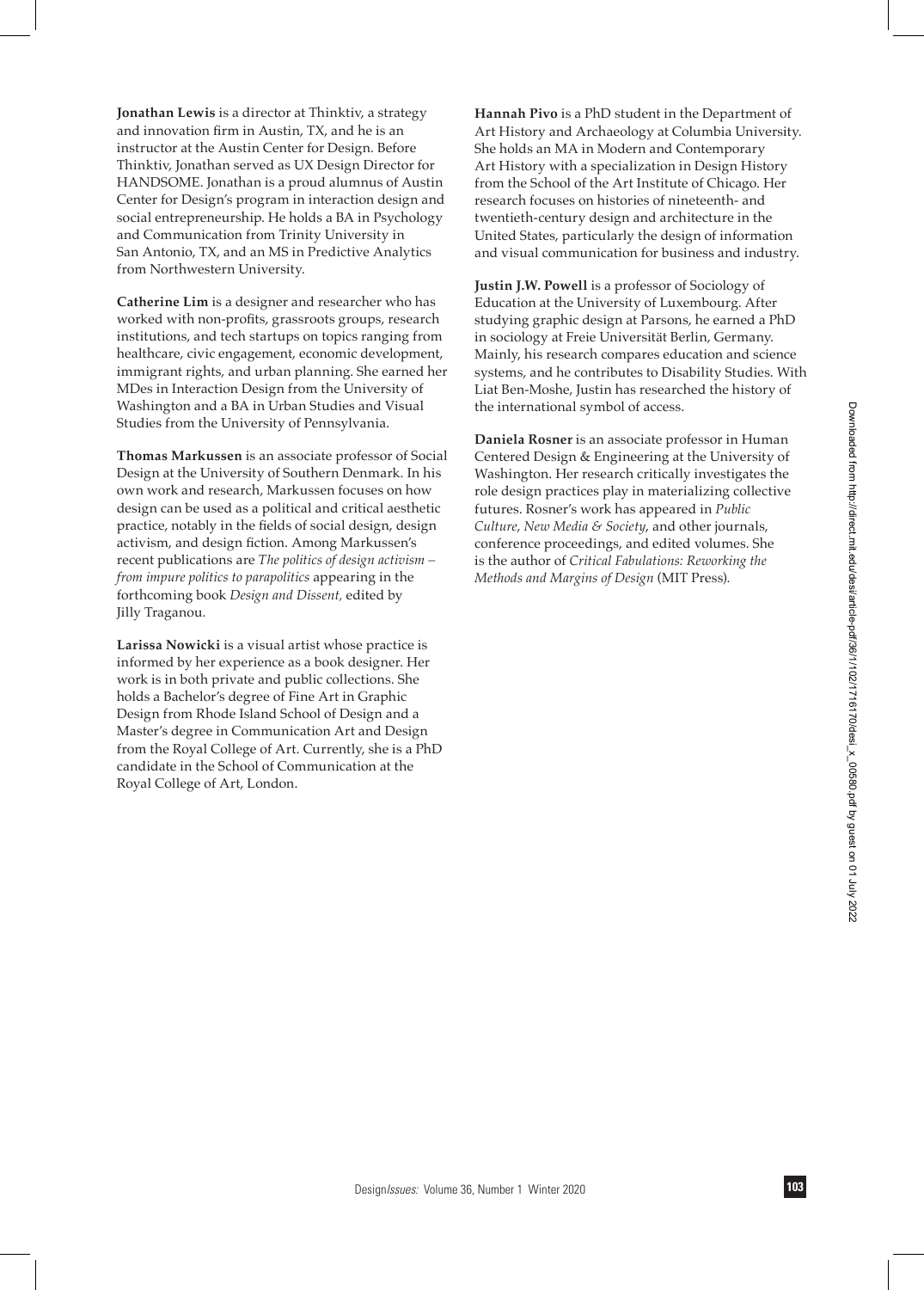**Jonathan Lewis** is a director at Thinktiv, a strategy and innovation firm in Austin, TX, and he is an instructor at the Austin Center for Design. Before Thinktiv, Jonathan served as UX Design Director for HANDSOME. Jonathan is a proud alumnus of Austin Center for Design's program in interaction design and social entrepreneurship. He holds a BA in Psychology and Communication from Trinity University in San Antonio, TX, and an MS in Predictive Analytics from Northwestern University.

**Catherine Lim** is a designer and researcher who has worked with non-profits, grassroots groups, research institutions, and tech startups on topics ranging from healthcare, civic engagement, economic development, immigrant rights, and urban planning. She earned her MDes in Interaction Design from the University of Washington and a BA in Urban Studies and Visual Studies from the University of Pennsylvania.

**Thomas Markussen** is an associate professor of Social Design at the University of Southern Denmark. In his own work and research, Markussen focuses on how design can be used as a political and critical aesthetic practice, notably in the fields of social design, design activism, and design fiction. Among Markussen's recent publications are *The politics of design activism – from impure politics to parapolitics* appearing in the forthcoming book *Design and Dissent,* edited by Jilly Traganou.

**Larissa Nowicki** is a visual artist whose practice is informed by her experience as a book designer. Her work is in both private and public collections. She holds a Bachelor's degree of Fine Art in Graphic Design from Rhode Island School of Design and a Master's degree in Communication Art and Design from the Royal College of Art. Currently, she is a PhD candidate in the School of Communication at the Royal College of Art, London.

**Hannah Pivo** is a PhD student in the Department of Art History and Archaeology at Columbia University. She holds an MA in Modern and Contemporary Art History with a specialization in Design History from the School of the Art Institute of Chicago. Her research focuses on histories of nineteenth- and twentieth-century design and architecture in the United States, particularly the design of information and visual communication for business and industry.

**Justin J.W. Powell** is a professor of Sociology of Education at the University of Luxembourg. After studying graphic design at Parsons, he earned a PhD in sociology at Freie Universität Berlin, Germany. Mainly, his research compares education and science systems, and he contributes to Disability Studies. With Liat Ben-Moshe, Justin has researched the history of the international symbol of access.

**Daniela Rosner** is an associate professor in Human Centered Design & Engineering at the University of Washington. Her research critically investigates the role design practices play in materializing collective futures. Rosner's work has appeared in *Public Culture*, *New Media & Society*, and other journals, conference proceedings, and edited volumes. She is the author of *Critical Fabulations: Reworking the Methods and Margins of Design* (MIT Press).